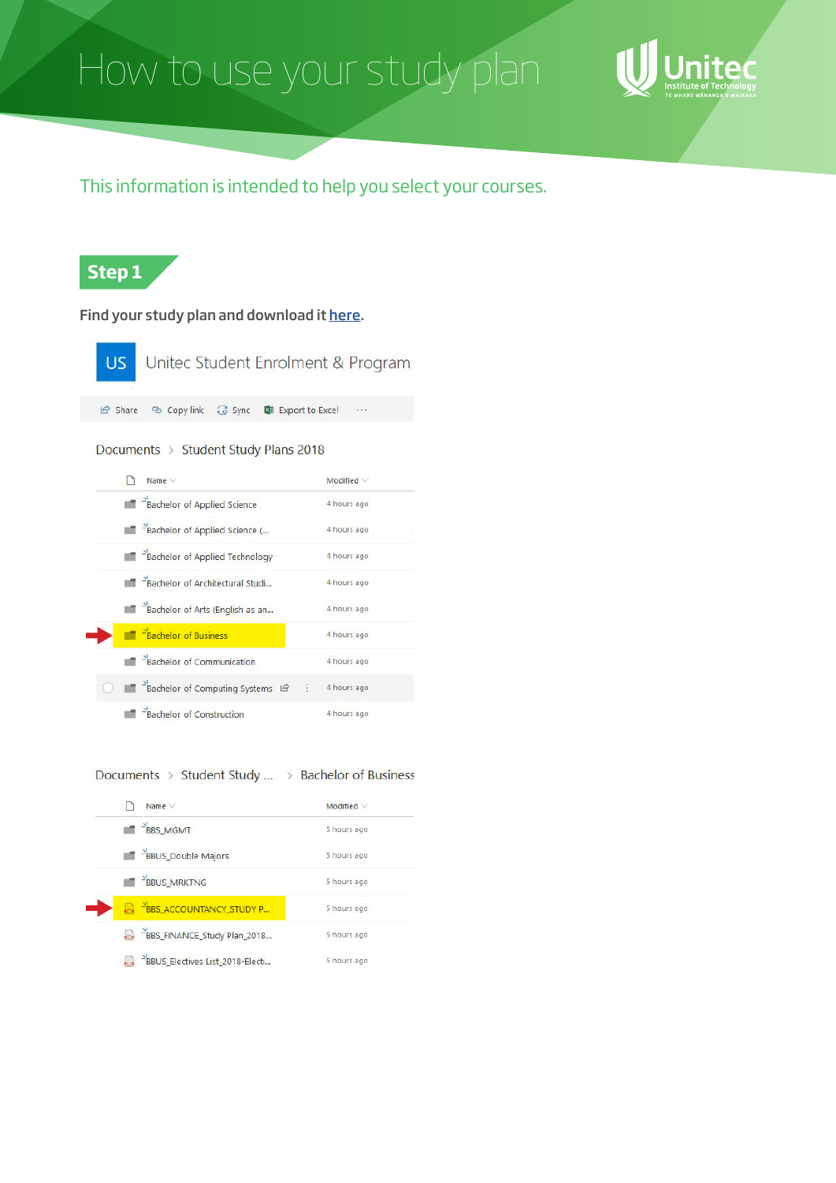# How to use your study plan

Unitec Institute of Technology
TE WHARE WĀNANGA O WAIRAKA

This information is intended to help you select your courses.

## Step 1

**Find your study plan and download it here.**

US Unitec Student Enrolment & Program

Share | Copy link | Sync | Export to Excel | ···

Documents > Student Study Plans 2018

| Name | Modified |
|---|---|
| Bachelor of Applied Science | 4 hours ago |
| Bachelor of Applied Science (... | 4 hours ago |
| Bachelor of Applied Technology | 4 hours ago |
| Bachelor of Architectural Studi... | 4 hours ago |
| Bachelor of Arts (English as an... | 4 hours ago |
| Bachelor of Business | 4 hours ago |
| Bachelor of Communication | 4 hours ago |
| Bachelor of Computing Systems | 4 hours ago |
| Bachelor of Construction | 4 hours ago |

Documents > Student Study ... > Bachelor of Business

| Name | Modified |
|---|---|
| BBS_MGMT | 5 hours ago |
| BBUS_Double Majors | 5 hours ago |
| BBUS_MRKTNG | 5 hours ago |
| BBS_ACCOUNTANCY_STUDY P... | 5 hours ago |
| BBS_FINANCE_Study Plan_2018... | 5 hours ago |
| BBUS_Electives List_2018-Electi... | 5 hours ago |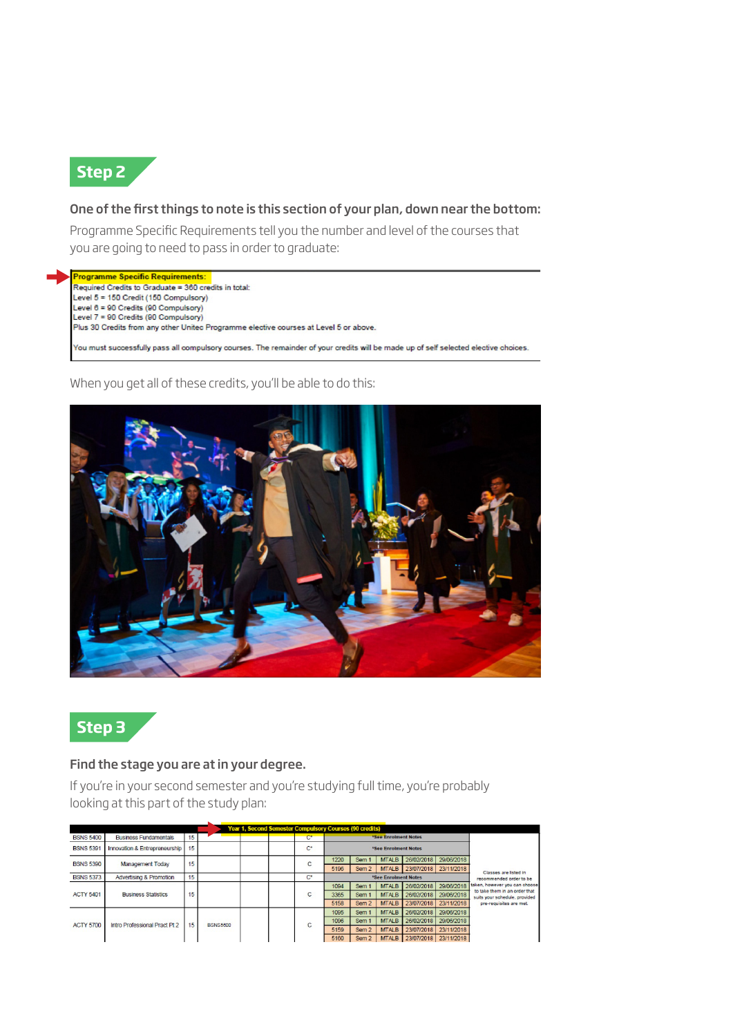## Step 2

**One of the first things to note is this section of your plan, down near the bottom:**

Programme Specific Requirements tell you the number and level of the courses that you are going to need to pass in order to graduate:

**Programme Specific Requirements:**
Required Credits to Graduate = 360 credits in total:
Level 5 = 150 Credit (150 Compulsory)
Level 6 = 90 Credits (90 Compulsory)
Level 7 = 90 Credits (90 Compulsory)
Plus 30 Credits from any other Unitec Programme elective courses at Level 5 or above.

You must successfully pass all compulsory courses. The remainder of your credits will be made up of self selected elective choices.

When you get all of these credits, you'll be able to do this:

## Step 3

**Find the stage you are at in your degree.**

If you're in your second semester and you're studying full time, you're probably looking at this part of the study plan:

| Year 1, Second Semester Compulsory Courses (90 credits) | | | | | | | | | | | | | | |
|---|---|---|---|---|---|---|---|---|---|---|---|---|---|---|
| BSNS 5400 | Business Fundamentals | 15 | | | | | C* | *See Enrolment Notes | | | | | | Classes are listed in recommended order to be taken, however you can choose to take them in an order that suits your schedule, provided pre-requisites are met. |
| BSNS 5391 | Innovation & Entrepreneurship | 15 | | | | | C* | *See Enrolment Notes | | | | | | |
| BSNS 5390 | Management Today | 15 | | | | | C | 1220 | Sem 1 | MTALB | 26/02/2018 | 29/06/2018 | | |
| | | | | | | | | 5196 | Sem 2 | MTALB | 23/07/2018 | 23/11/2018 | | |
| BSNS 5373 | Advertising & Promotion | 15 | | | | | C* | *See Enrolment Notes | | | | | | |
| ACTY 5401 | Business Statistics | 15 | | | | | C | 1094 | Sem 1 | MTALB | 26/02/2018 | 29/06/2018 | | |
| | | | | | | | | 3365 | Sem 1 | MTALB | 26/02/2018 | 29/06/2018 | | |
| | | | | | | | | 5158 | Sem 2 | MTALB | 23/07/2018 | 23/11/2018 | | |
| ACTY 5700 | Intro Professional Pract Pt 2 | 15 | BSNS5600 | | | | C | 1095 | Sem 1 | MTALB | 26/02/2018 | 29/06/2018 | | |
| | | | | | | | | 1096 | Sem 1 | MTALB | 26/02/2018 | 29/06/2018 | | |
| | | | | | | | | 5159 | Sem 2 | MTALB | 23/07/2018 | 23/11/2018 | | |
| | | | | | | | | 5160 | Sem 2 | MTALB | 23/07/2018 | 23/11/2018 | | |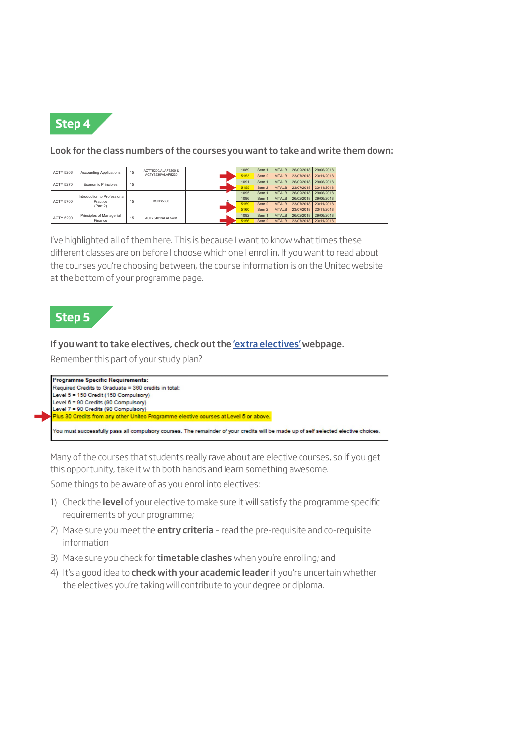## Step 4

**Look for the class numbers of the courses you want to take and write them down:**

| | | | | | | | | | | | | |
|---|---|---|---|---|---|---|---|---|---|---|---|---|
| ACTY 5206 | Accounting Applications | 15 | ACTY5200/ALAF5200 & ACTY5230/ALAF5230 | | | | 1089 | Sem 1 | MTALB | 26/02/2018 | 29/06/2018 | |
| | | | | | | | 5153 | Sem 2 | MTALB | 23/07/2018 | 23/11/2018 | |
| ACTY 5270 | Economic Principles | 15 | | | | | 1091 | Sem 1 | MTALB | 26/02/2018 | 29/06/2018 | |
| | | | | | | | 5155 | Sem 2 | MTALB | 23/07/2018 | 23/11/2018 | |
| ACTY 5700 | Introduction to Professional Practice (Part 2) | 15 | BSNS5600 | | | | 1095 | Sem 1 | MTALB | 26/02/2018 | 29/06/2018 | |
| | | | | | | | 1096 | Sem 1 | MTALB | 26/02/2018 | 29/06/2018 | |
| | | | | | | C | 5159 | Sem 2 | MTALB | 23/07/2018 | 23/11/2018 | |
| | | | | | | | 5160 | Sem 2 | MTALB | 23/07/2018 | 23/11/2018 | |
| ACTY 5290 | Principles of Managerial Finance | 15 | ACTY5401/ALAF5401 | | | | 1092 | Sem 1 | MTALB | 26/02/2018 | 29/06/2018 | |
| | | | | | | | 5156 | Sem 2 | MTALB | 23/07/2018 | 23/11/2018 | |

I've highlighted all of them here. This is because I want to know what times these different classes are on before I choose which one I enrol in. If you want to read about the courses you're choosing between, the course information is on the Unitec website at the bottom of your programme page.

## Step 5

**If you want to take electives, check out the 'extra electives' webpage.**

Remember this part of your study plan?

**Programme Specific Requirements:**
Required Credits to Graduate = 360 credits in total:
Level 5 = 150 Credit (150 Compulsory)
Level 6 = 90 Credits (90 Compulsory)
Level 7 = 90 Credits (90 Compulsory)
Plus 30 Credits from any other Unitec Programme elective courses at Level 5 or above.

You must successfully pass all compulsory courses. The remainder of your credits will be made up of self selected elective choices.

Many of the courses that students really rave about are elective courses, so if you get this opportunity, take it with both hands and learn something awesome.

Some things to be aware of as you enrol into electives:

1) Check the **level** of your elective to make sure it will satisfy the programme specific requirements of your programme;
2) Make sure you meet the **entry criteria** - read the pre-requisite and co-requisite information
3) Make sure you check for **timetable clashes** when you're enrolling; and
4) It's a good idea to **check with your academic leader** if you're uncertain whether the electives you're taking will contribute to your degree or diploma.